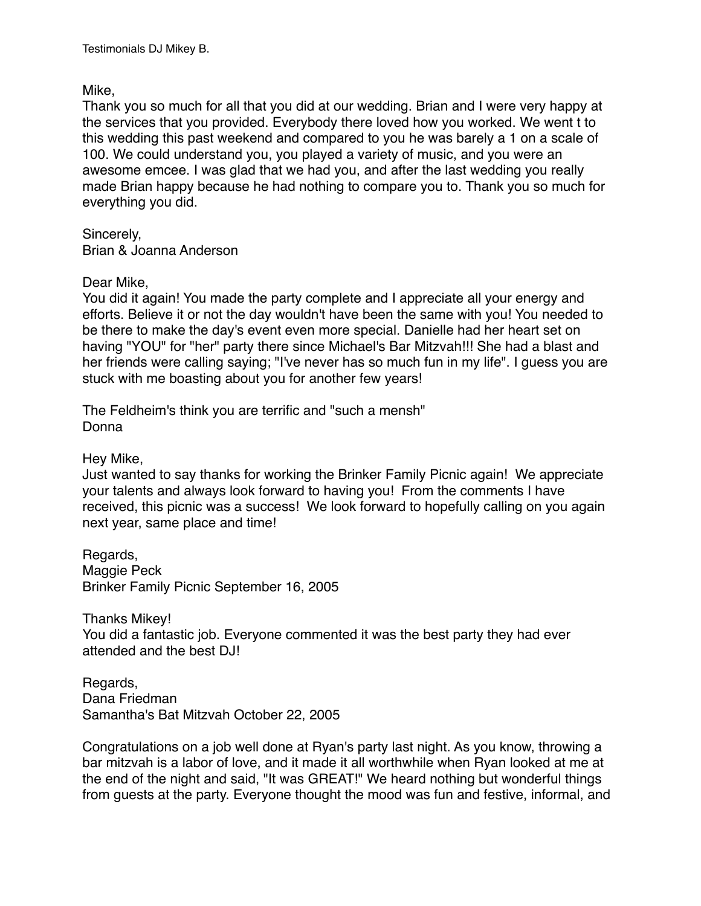Testimonials DJ Mikey B.

Mike,
Thank you so much for all that you did at our wedding. Brian and I were very happy at the services that you provided. Everybody there loved how you worked. We went t to this wedding this past weekend and compared to you he was barely a 1 on a scale of 100. We could understand you, you played a variety of music, and you were an awesome emcee. I was glad that we had you, and after the last wedding you really made Brian happy because he had nothing to compare you to. Thank you so much for everything you did.

Sincerely,
Brian & Joanna Anderson

Dear Mike,
You did it again! You made the party complete and I appreciate all your energy and efforts. Believe it or not the day wouldn't have been the same with you! You needed to be there to make the day's event even more special. Danielle had her heart set on having "YOU" for "her" party there since Michael's Bar Mitzvah!!! She had a blast and her friends were calling saying; "I've never has so much fun in my life". I guess you are stuck with me boasting about you for another few years!

The Feldheim's think you are terrific and "such a mensh"
Donna

Hey Mike,
Just wanted to say thanks for working the Brinker Family Picnic again! We appreciate your talents and always look forward to having you! From the comments I have received, this picnic was a success! We look forward to hopefully calling on you again next year, same place and time!

Regards,
Maggie Peck
Brinker Family Picnic September 16, 2005

Thanks Mikey!
You did a fantastic job. Everyone commented it was the best party they had ever attended and the best DJ!

Regards,
Dana Friedman
Samantha's Bat Mitzvah October 22, 2005

Congratulations on a job well done at Ryan's party last night. As you know, throwing a bar mitzvah is a labor of love, and it made it all worthwhile when Ryan looked at me at the end of the night and said, "It was GREAT!" We heard nothing but wonderful things from guests at the party. Everyone thought the mood was fun and festive, informal, and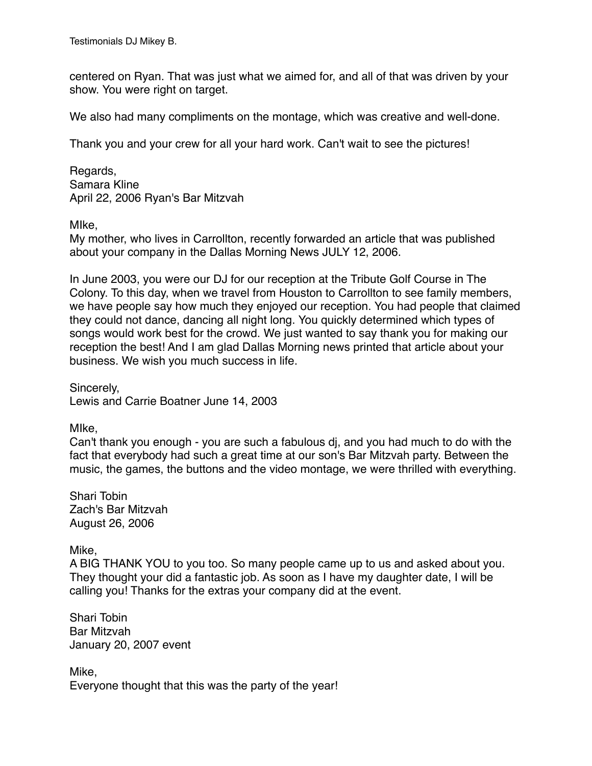centered on Ryan. That was just what we aimed for, and all of that was driven by your show. You were right on target.

We also had many compliments on the montage, which was creative and well-done.

Thank you and your crew for all your hard work. Can't wait to see the pictures!

Regards,
Samara Kline
April 22, 2006 Ryan's Bar Mitzvah

MIke,
My mother, who lives in Carrollton, recently forwarded an article that was published about your company in the Dallas Morning News JULY 12, 2006.

In June 2003, you were our DJ for our reception at the Tribute Golf Course in The Colony. To this day, when we travel from Houston to Carrollton to see family members, we have people say how much they enjoyed our reception. You had people that claimed they could not dance, dancing all night long. You quickly determined which types of songs would work best for the crowd. We just wanted to say thank you for making our reception the best! And I am glad Dallas Morning news printed that article about your business. We wish you much success in life.

Sincerely,
Lewis and Carrie Boatner June 14, 2003

MIke,
Can't thank you enough - you are such a fabulous dj, and you had much to do with the fact that everybody had such a great time at our son's Bar Mitzvah party. Between the music, the games, the buttons and the video montage, we were thrilled with everything.

Shari Tobin
Zach's Bar Mitzvah
August 26, 2006

Mike,
A BIG THANK YOU to you too. So many people came up to us and asked about you. They thought your did a fantastic job. As soon as I have my daughter date, I will be calling you! Thanks for the extras your company did at the event.

Shari Tobin
Bar Mitzvah
January 20, 2007 event

Mike,
Everyone thought that this was the party of the year!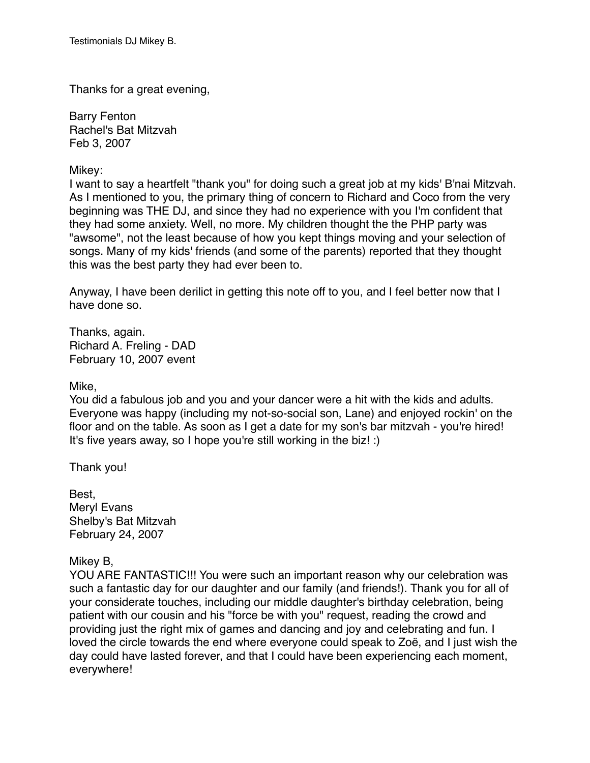Thanks for a great evening,

Barry Fenton
Rachel's Bat Mitzvah
Feb 3, 2007

Mikey:
I want to say a heartfelt "thank you" for doing such a great job at my kids' B'nai Mitzvah. As I mentioned to you, the primary thing of concern to Richard and Coco from the very beginning was THE DJ, and since they had no experience with you I'm confident that they had some anxiety. Well, no more. My children thought the the PHP party was "awsome", not the least because of how you kept things moving and your selection of songs. Many of my kids' friends (and some of the parents) reported that they thought this was the best party they had ever been to.

Anyway, I have been derilict in getting this note off to you, and I feel better now that I have done so.

Thanks, again.
Richard A. Freling - DAD
February 10, 2007 event

Mike,
You did a fabulous job and you and your dancer were a hit with the kids and adults. Everyone was happy (including my not-so-social son, Lane) and enjoyed rockin' on the floor and on the table. As soon as I get a date for my son's bar mitzvah - you're hired! It's five years away, so I hope you're still working in the biz! :)

Thank you!

Best,
Meryl Evans
Shelby's Bat Mitzvah
February 24, 2007

Mikey B,
YOU ARE FANTASTIC!!! You were such an important reason why our celebration was such a fantastic day for our daughter and our family (and friends!). Thank you for all of your considerate touches, including our middle daughter's birthday celebration, being patient with our cousin and his "force be with you" request, reading the crowd and providing just the right mix of games and dancing and joy and celebrating and fun. I loved the circle towards the end where everyone could speak to Zoë, and I just wish the day could have lasted forever, and that I could have been experiencing each moment, everywhere!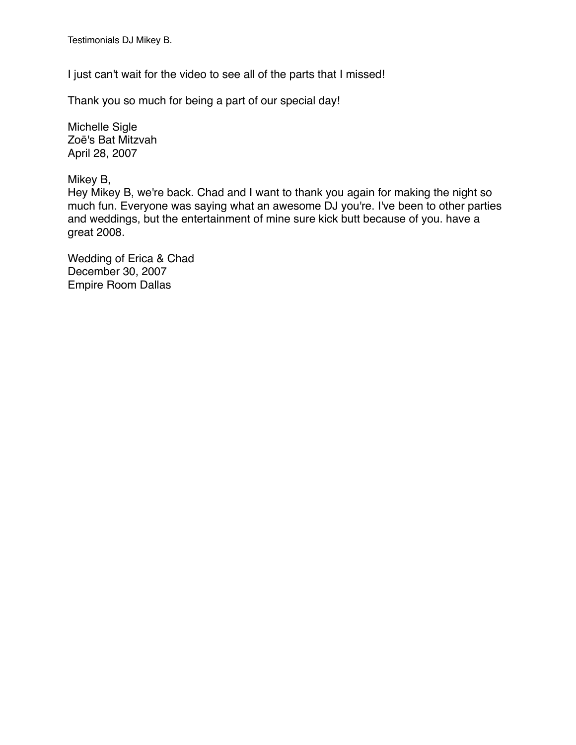I just can't wait for the video to see all of the parts that I missed!

Thank you so much for being a part of our special day!

Michelle Sigle
Zoë's Bat Mitzvah
April 28, 2007

Mikey B,
Hey Mikey B, we're back. Chad and I want to thank you again for making the night so much fun. Everyone was saying what an awesome DJ you're. I've been to other parties and weddings, but the entertainment of mine sure kick butt because of you. have a great 2008.

Wedding of Erica & Chad
December 30, 2007
Empire Room Dallas